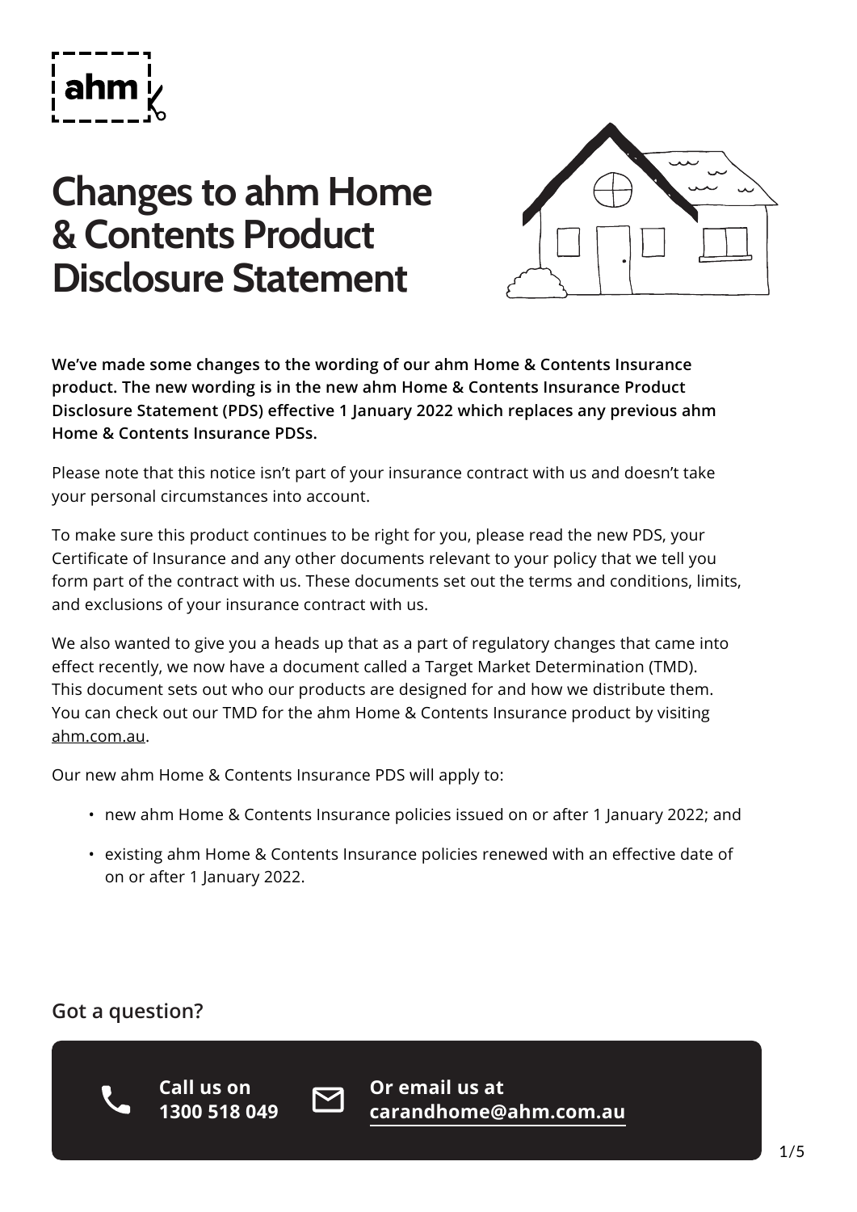ahm

# Changes to ahm Home & Contents Product Disclosure Statement

**We've made some changes to the wording of our ahm Home & Contents Insurance product. The new wording is in the new ahm Home & Contents Insurance Product Disclosure Statement (PDS) effective 1 January 2022 which replaces any previous ahm Home & Contents Insurance PDSs.**

Please note that this notice isn't part of your insurance contract with us and doesn't take your personal circumstances into account.

To make sure this product continues to be right for you, please read the new PDS, your Certificate of Insurance and any other documents relevant to your policy that we tell you form part of the contract with us. These documents set out the terms and conditions, limits, and exclusions of your insurance contract with us.

We also wanted to give you a heads up that as a part of regulatory changes that came into effect recently, we now have a document called a Target Market Determination (TMD). This document sets out who our products are designed for and how we distribute them. You can check out our TMD for the ahm Home & Contents Insurance product by visiting ahm.com.au.

Our new ahm Home & Contents Insurance PDS will apply to:

- new ahm Home & Contents Insurance policies issued on or after 1 January 2022; and
- existing ahm Home & Contents Insurance policies renewed with an effective date of on or after 1 January 2022.

## Got a question?

**Call us on 1300 518 049**

**Or email us at carandhome@ahm.com.au**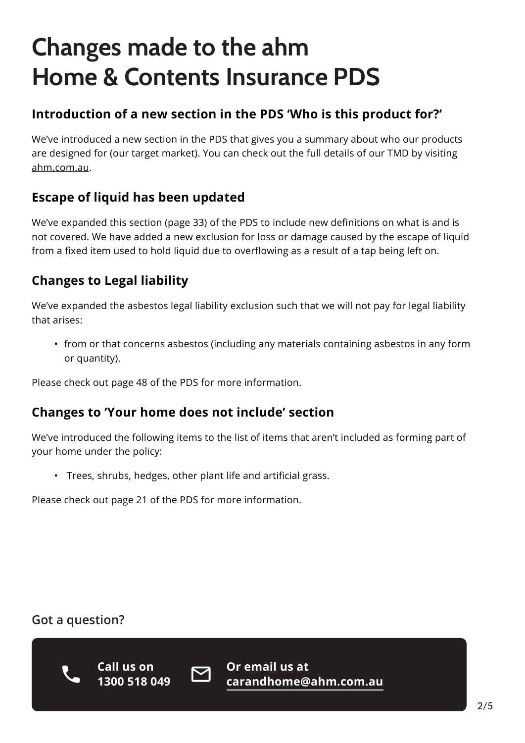# Changes made to the ahm Home & Contents Insurance PDS

### Introduction of a new section in the PDS 'Who is this product for?'

We've introduced a new section in the PDS that gives you a summary about who our products are designed for (our target market). You can check out the full details of our TMD by visiting ahm.com.au.

### Escape of liquid has been updated

We've expanded this section (page 33) of the PDS to include new definitions on what is and is not covered. We have added a new exclusion for loss or damage caused by the escape of liquid from a fixed item used to hold liquid due to overflowing as a result of a tap being left on.

### Changes to Legal liability

We've expanded the asbestos legal liability exclusion such that we will not pay for legal liability that arises:

- from or that concerns asbestos (including any materials containing asbestos in any form or quantity).

Please check out page 48 of the PDS for more information.

### Changes to 'Your home does not include' section

We've introduced the following items to the list of items that aren't included as forming part of your home under the policy:

- Trees, shrubs, hedges, other plant life and artificial grass.

Please check out page 21 of the PDS for more information.

**Got a question?**

**Call us on 1300 518 049**

**Or email us at carandhome@ahm.com.au**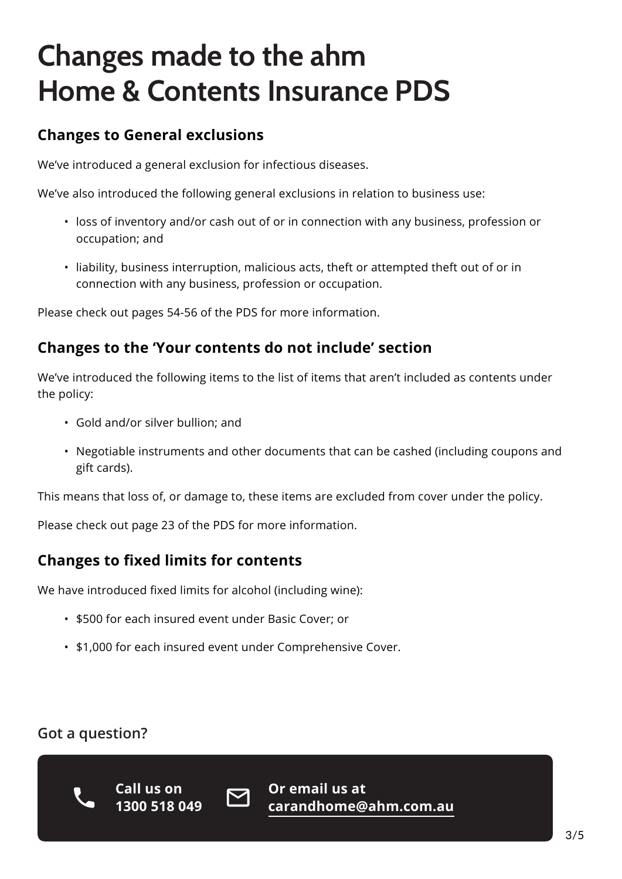# Changes made to the ahm Home & Contents Insurance PDS

## Changes to General exclusions

We've introduced a general exclusion for infectious diseases.

We've also introduced the following general exclusions in relation to business use:

- loss of inventory and/or cash out of or in connection with any business, profession or occupation; and
- liability, business interruption, malicious acts, theft or attempted theft out of or in connection with any business, profession or occupation.

Please check out pages 54-56 of the PDS for more information.

## Changes to the 'Your contents do not include' section

We've introduced the following items to the list of items that aren't included as contents under the policy:

- Gold and/or silver bullion; and
- Negotiable instruments and other documents that can be cashed (including coupons and gift cards).

This means that loss of, or damage to, these items are excluded from cover under the policy.

Please check out page 23 of the PDS for more information.

## Changes to fixed limits for contents

We have introduced fixed limits for alcohol (including wine):

- $500 for each insured event under Basic Cover; or
- $1,000 for each insured event under Comprehensive Cover.

### Got a question?

**Call us on 1300 518 049**

**Or email us at carandhome@ahm.com.au**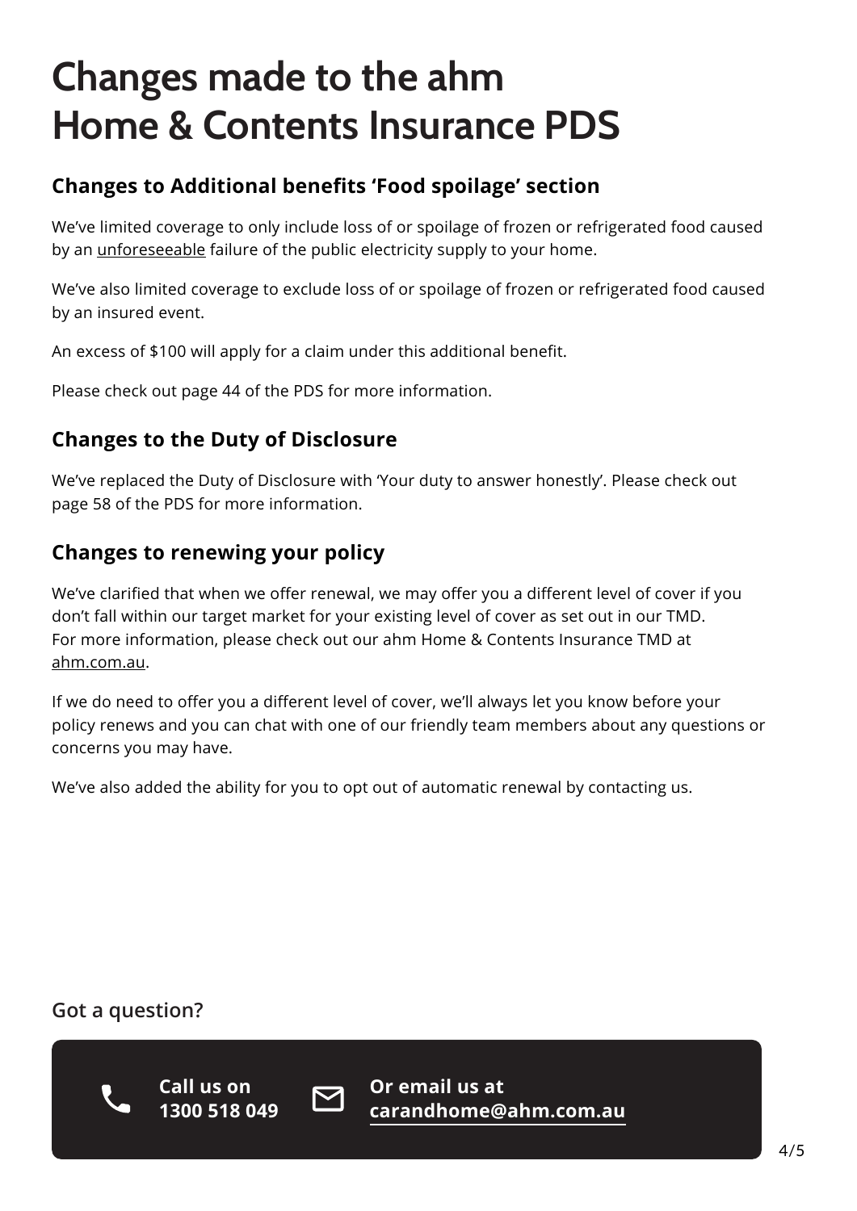# Changes made to the ahm Home & Contents Insurance PDS

## Changes to Additional benefits 'Food spoilage' section

We've limited coverage to only include loss of or spoilage of frozen or refrigerated food caused by an unforeseeable failure of the public electricity supply to your home.

We've also limited coverage to exclude loss of or spoilage of frozen or refrigerated food caused by an insured event.

An excess of $100 will apply for a claim under this additional benefit.

Please check out page 44 of the PDS for more information.

## Changes to the Duty of Disclosure

We've replaced the Duty of Disclosure with 'Your duty to answer honestly'. Please check out page 58 of the PDS for more information.

## Changes to renewing your policy

We've clarified that when we offer renewal, we may offer you a different level of cover if you don't fall within our target market for your existing level of cover as set out in our TMD. For more information, please check out our ahm Home & Contents Insurance TMD at ahm.com.au.

If we do need to offer you a different level of cover, we'll always let you know before your policy renews and you can chat with one of our friendly team members about any questions or concerns you may have.

We've also added the ability for you to opt out of automatic renewal by contacting us.

### Got a question?

**Call us on 1300 518 049**

**Or email us at carandhome@ahm.com.au**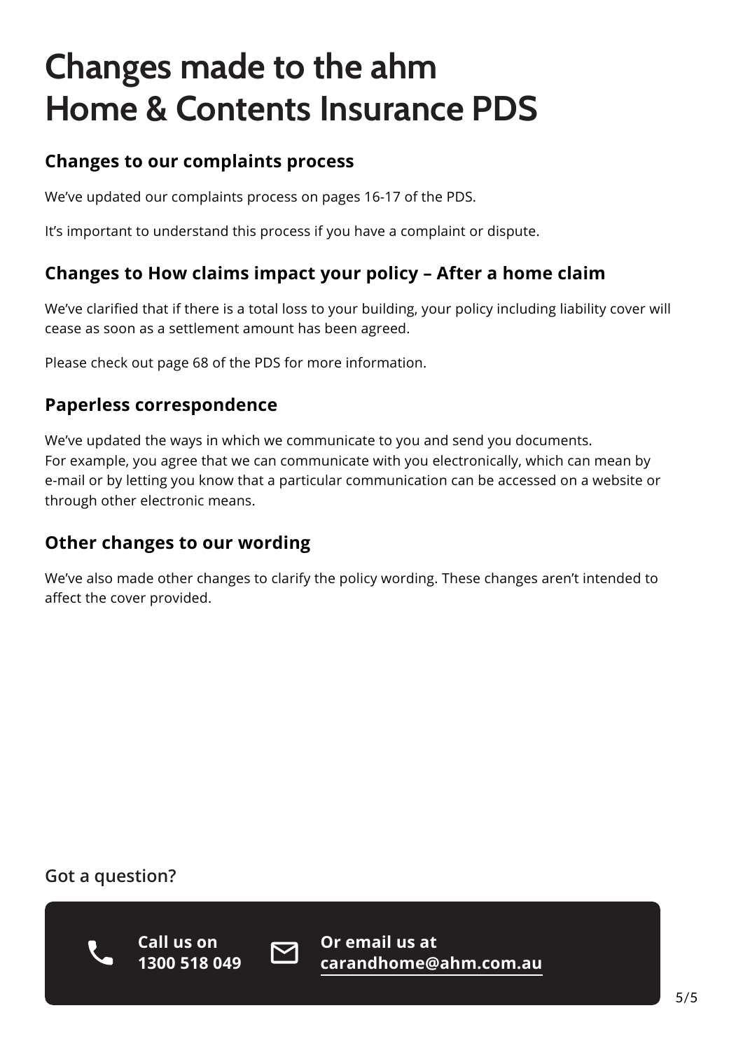# Changes made to the ahm Home & Contents Insurance PDS

## Changes to our complaints process

We've updated our complaints process on pages 16-17 of the PDS.

It's important to understand this process if you have a complaint or dispute.

## Changes to How claims impact your policy – After a home claim

We've clarified that if there is a total loss to your building, your policy including liability cover will cease as soon as a settlement amount has been agreed.

Please check out page 68 of the PDS for more information.

## Paperless correspondence

We've updated the ways in which we communicate to you and send you documents.
For example, you agree that we can communicate with you electronically, which can mean by e-mail or by letting you know that a particular communication can be accessed on a website or through other electronic means.

## Other changes to our wording

We've also made other changes to clarify the policy wording. These changes aren't intended to affect the cover provided.

**Got a question?**

**Call us on 1300 518 049**

**Or email us at carandhome@ahm.com.au**